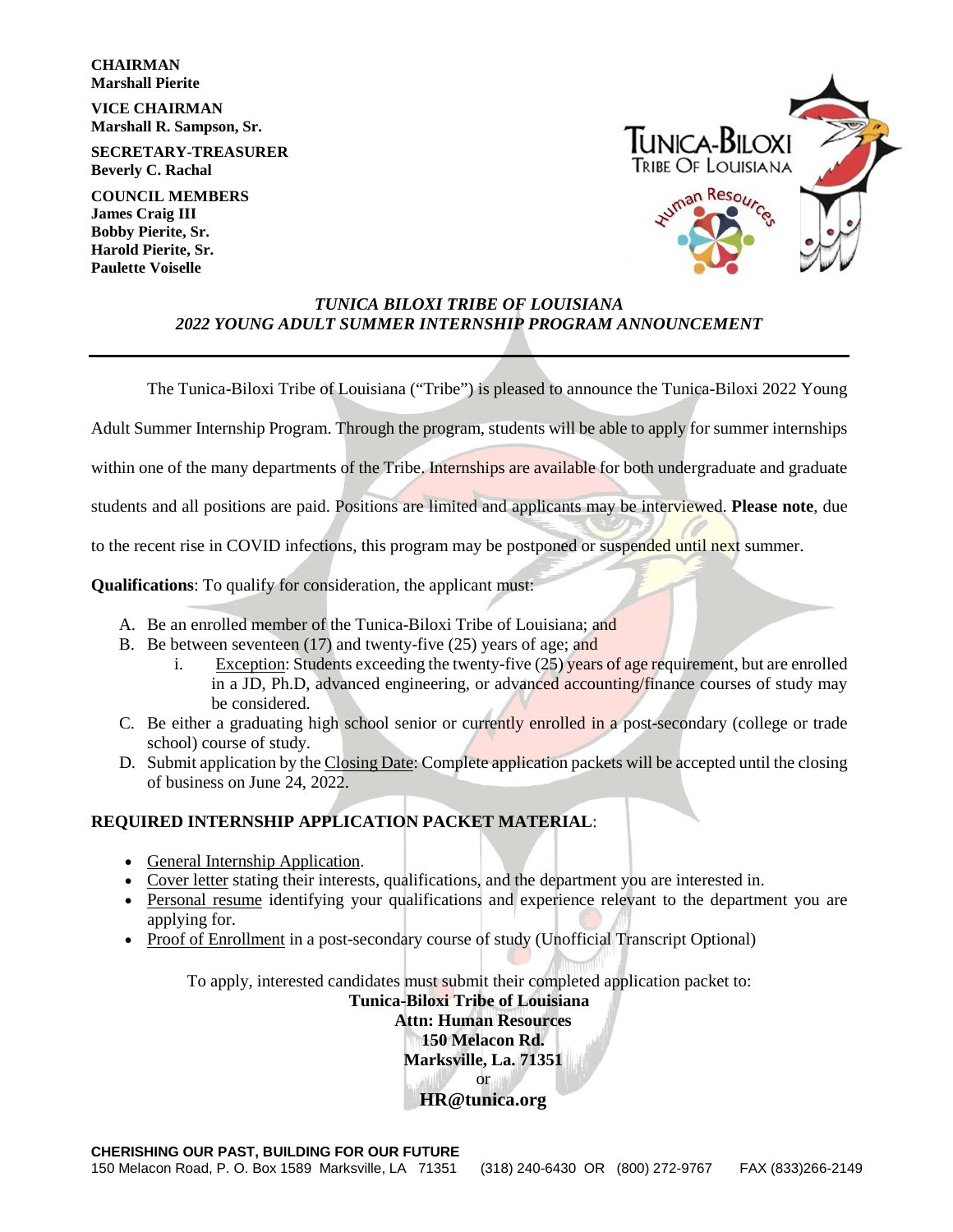**CHAIRMAN**
**Marshall Pierite**

**VICE CHAIRMAN**
**Marshall R. Sampson, Sr.**

**SECRETARY-TREASURER**
**Beverly C. Rachal**

**COUNCIL MEMBERS**
**James Craig III**
**Bobby Pierite, Sr.**
**Harold Pierite, Sr.**
**Paulette Voiselle**

Tunica-Biloxi Tribe Of Louisiana
Human Resources

## *TUNICA BILOXI TRIBE OF LOUISIANA*
## *2022 YOUNG ADULT SUMMER INTERNSHIP PROGRAM ANNOUNCEMENT*

---

The Tunica-Biloxi Tribe of Louisiana ("Tribe") is pleased to announce the Tunica-Biloxi 2022 Young Adult Summer Internship Program. Through the program, students will be able to apply for summer internships within one of the many departments of the Tribe. Internships are available for both undergraduate and graduate students and all positions are paid. Positions are limited and applicants may be interviewed. **Please note**, due to the recent rise in COVID infections, this program may be postponed or suspended until next summer.

**Qualifications**: To qualify for consideration, the applicant must:

A. Be an enrolled member of the Tunica-Biloxi Tribe of Louisiana; and
B. Be between seventeen (17) and twenty-five (25) years of age; and
   i. Exception: Students exceeding the twenty-five (25) years of age requirement, but are enrolled in a JD, Ph.D, advanced engineering, or advanced accounting/finance courses of study may be considered.
C. Be either a graduating high school senior or currently enrolled in a post-secondary (college or trade school) course of study.
D. Submit application by the Closing Date: Complete application packets will be accepted until the closing of business on June 24, 2022.

**REQUIRED INTERNSHIP APPLICATION PACKET MATERIAL**:

- General Internship Application.
- Cover letter stating their interests, qualifications, and the department you are interested in.
- Personal resume identifying your qualifications and experience relevant to the department you are applying for.
- Proof of Enrollment in a post-secondary course of study (Unofficial Transcript Optional)

To apply, interested candidates must submit their completed application packet to:

**Tunica-Biloxi Tribe of Louisiana**
**Attn: Human Resources**
**150 Melacon Rd.**
**Marksville, La. 71351**
or
**HR@tunica.org**

**CHERISHING OUR PAST, BUILDING FOR OUR FUTURE**
150 Melacon Road, P. O. Box 1589 Marksville, LA 71351 (318) 240-6430 OR (800) 272-9767 FAX (833)266-2149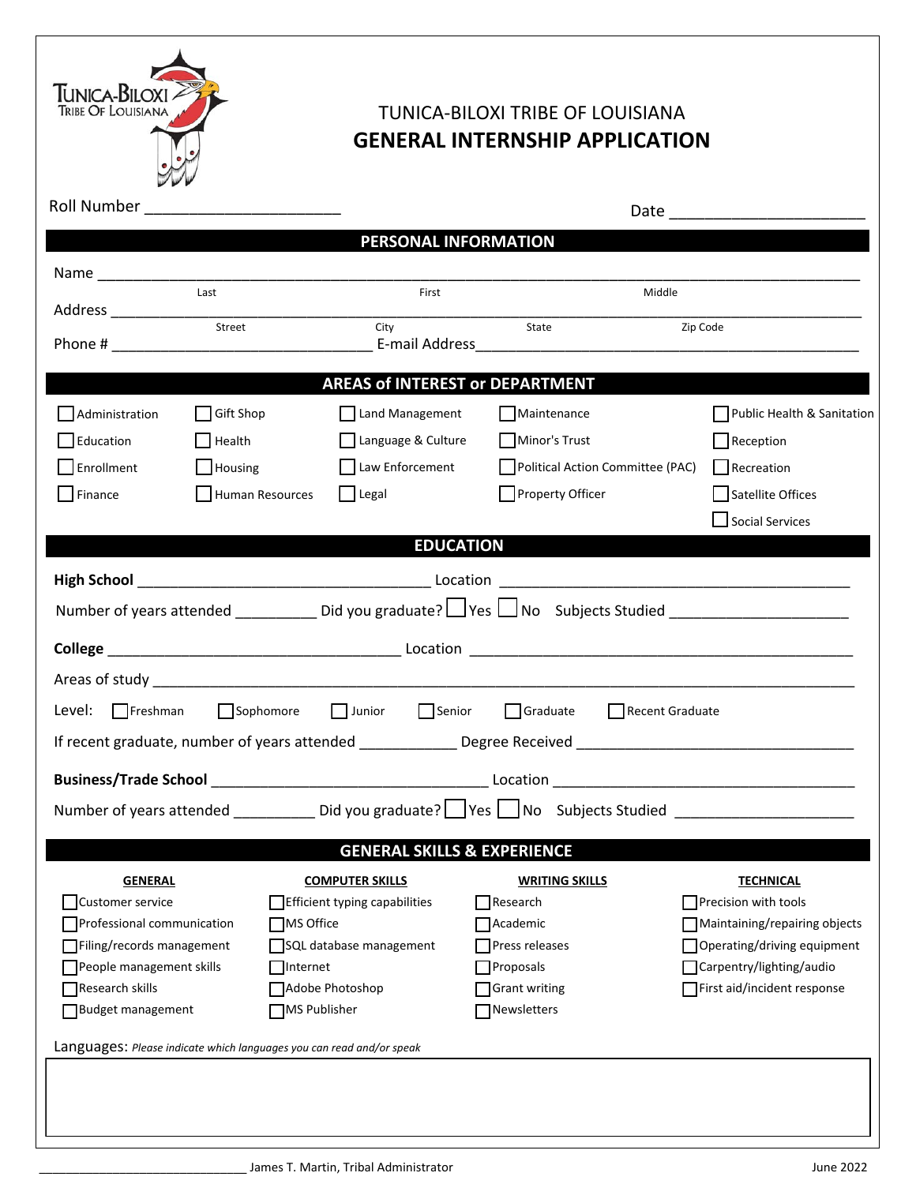# TUNICA-BILOXI TRIBE OF LOUISIANA

## GENERAL INTERNSHIP APPLICATION

Roll Number ______________________ Date ______________________

## PERSONAL INFORMATION

Name ______________________________________________________________

Last First Middle

Address ______________________________________________________________

Street City State Zip Code

Phone # ______________________________ E-mail Address______________________________

## AREAS of INTEREST or DEPARTMENT

| | | | | |
|---|---|---|---|---|
| ☐ Administration | ☐ Gift Shop | ☐ Land Management | ☐ Maintenance | ☐ Public Health & Sanitation |
| ☐ Education | ☐ Health | ☐ Language & Culture | ☐ Minor's Trust | ☐ Reception |
| ☐ Enrollment | ☐ Housing | ☐ Law Enforcement | ☐ Political Action Committee (PAC) | ☐ Recreation |
| ☐ Finance | ☐ Human Resources | ☐ Legal | ☐ Property Officer | ☐ Satellite Offices |
| | | | | ☐ Social Services |

## EDUCATION

**High School** ______________________________ Location ______________________________

Number of years attended __________ Did you graduate? ☐ Yes ☐ No Subjects Studied ______________________

**College** ______________________________ Location ______________________________

Areas of study ______________________________________________________________

Level: ☐ Freshman ☐ Sophomore ☐ Junior ☐ Senior ☐ Graduate ☐ Recent Graduate

If recent graduate, number of years attended ___________ Degree Received ______________________________

**Business/Trade School** ______________________________ Location ______________________________

Number of years attended __________ Did you graduate? ☐ Yes ☐ No Subjects Studied ______________________

## GENERAL SKILLS & EXPERIENCE

| GENERAL | COMPUTER SKILLS | WRITING SKILLS | TECHNICAL |
|---|---|---|---|
| ☐ Customer service | ☐ Efficient typing capabilities | ☐ Research | ☐ Precision with tools |
| ☐ Professional communication | ☐ MS Office | ☐ Academic | ☐ Maintaining/repairing objects |
| ☐ Filing/records management | ☐ SQL database management | ☐ Press releases | ☐ Operating/driving equipment |
| ☐ People management skills | ☐ Internet | ☐ Proposals | ☐ Carpentry/lighting/audio |
| ☐ Research skills | ☐ Adobe Photoshop | ☐ Grant writing | ☐ First aid/incident response |
| ☐ Budget management | ☐ MS Publisher | ☐ Newsletters | |

Languages: *Please indicate which languages you can read and/or speak*

______________________________ James T. Martin, Tribal Administrator June 2022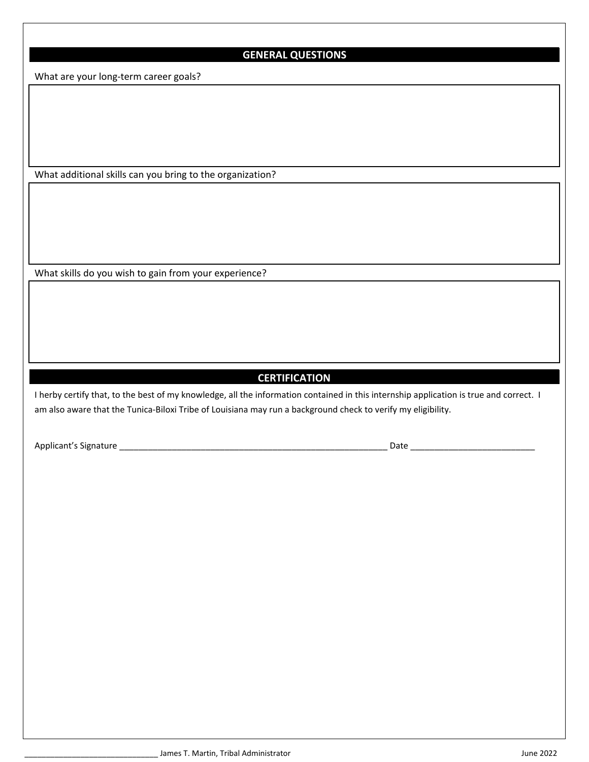## GENERAL QUESTIONS

What are your long-term career goals?

What additional skills can you bring to the organization?

What skills do you wish to gain from your experience?

## CERTIFICATION

I herby certify that, to the best of my knowledge, all the information contained in this internship application is true and correct. I am also aware that the Tunica-Biloxi Tribe of Louisiana may run a background check to verify my eligibility.

Applicant's Signature ___________________________________________________________ Date __________________________